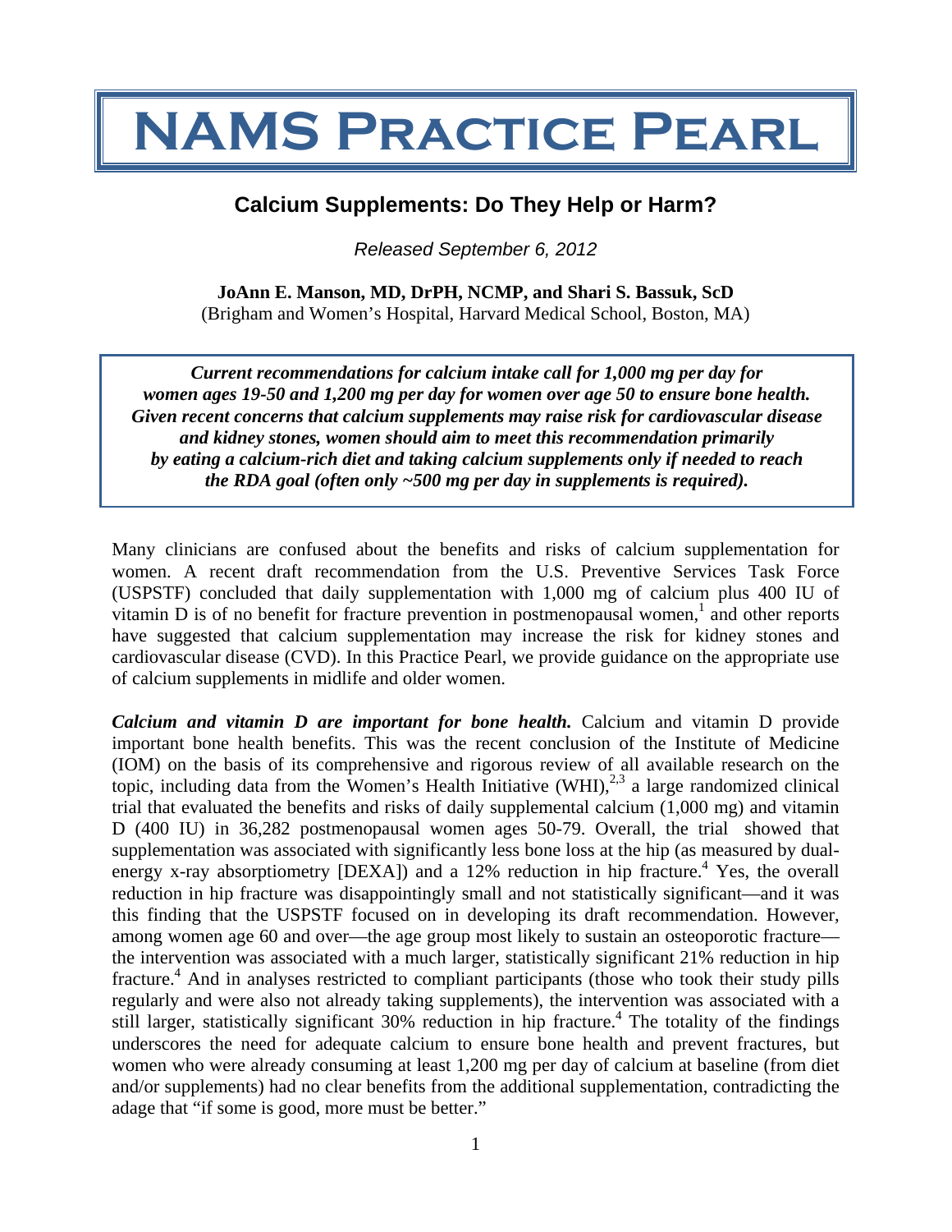# NAMS Practice Pearl

## Calcium Supplements: Do They Help or Harm?

*Released September 6, 2012*

**JoAnn E. Manson, MD, DrPH, NCMP, and Shari S. Bassuk, ScD**
(Brigham and Women's Hospital, Harvard Medical School, Boston, MA)

***Current recommendations for calcium intake call for 1,000 mg per day for women ages 19-50 and 1,200 mg per day for women over age 50 to ensure bone health. Given recent concerns that calcium supplements may raise risk for cardiovascular disease and kidney stones, women should aim to meet this recommendation primarily by eating a calcium-rich diet and taking calcium supplements only if needed to reach the RDA goal (often only ~500 mg per day in supplements is required).***

Many clinicians are confused about the benefits and risks of calcium supplementation for women. A recent draft recommendation from the U.S. Preventive Services Task Force (USPSTF) concluded that daily supplementation with 1,000 mg of calcium plus 400 IU of vitamin D is of no benefit for fracture prevention in postmenopausal women,[1] and other reports have suggested that calcium supplementation may increase the risk for kidney stones and cardiovascular disease (CVD). In this Practice Pearl, we provide guidance on the appropriate use of calcium supplements in midlife and older women.

***Calcium and vitamin D are important for bone health.*** Calcium and vitamin D provide important bone health benefits. This was the recent conclusion of the Institute of Medicine (IOM) on the basis of its comprehensive and rigorous review of all available research on the topic, including data from the Women's Health Initiative (WHI),[2,3] a large randomized clinical trial that evaluated the benefits and risks of daily supplemental calcium (1,000 mg) and vitamin D (400 IU) in 36,282 postmenopausal women ages 50-79. Overall, the trial showed that supplementation was associated with significantly less bone loss at the hip (as measured by dual-energy x-ray absorptiometry [DEXA]) and a 12% reduction in hip fracture.[4] Yes, the overall reduction in hip fracture was disappointingly small and not statistically significant—and it was this finding that the USPSTF focused on in developing its draft recommendation. However, among women age 60 and over—the age group most likely to sustain an osteoporotic fracture—the intervention was associated with a much larger, statistically significant 21% reduction in hip fracture.[4] And in analyses restricted to compliant participants (those who took their study pills regularly and were also not already taking supplements), the intervention was associated with a still larger, statistically significant 30% reduction in hip fracture.[4] The totality of the findings underscores the need for adequate calcium to ensure bone health and prevent fractures, but women who were already consuming at least 1,200 mg per day of calcium at baseline (from diet and/or supplements) had no clear benefits from the additional supplementation, contradicting the adage that "if some is good, more must be better."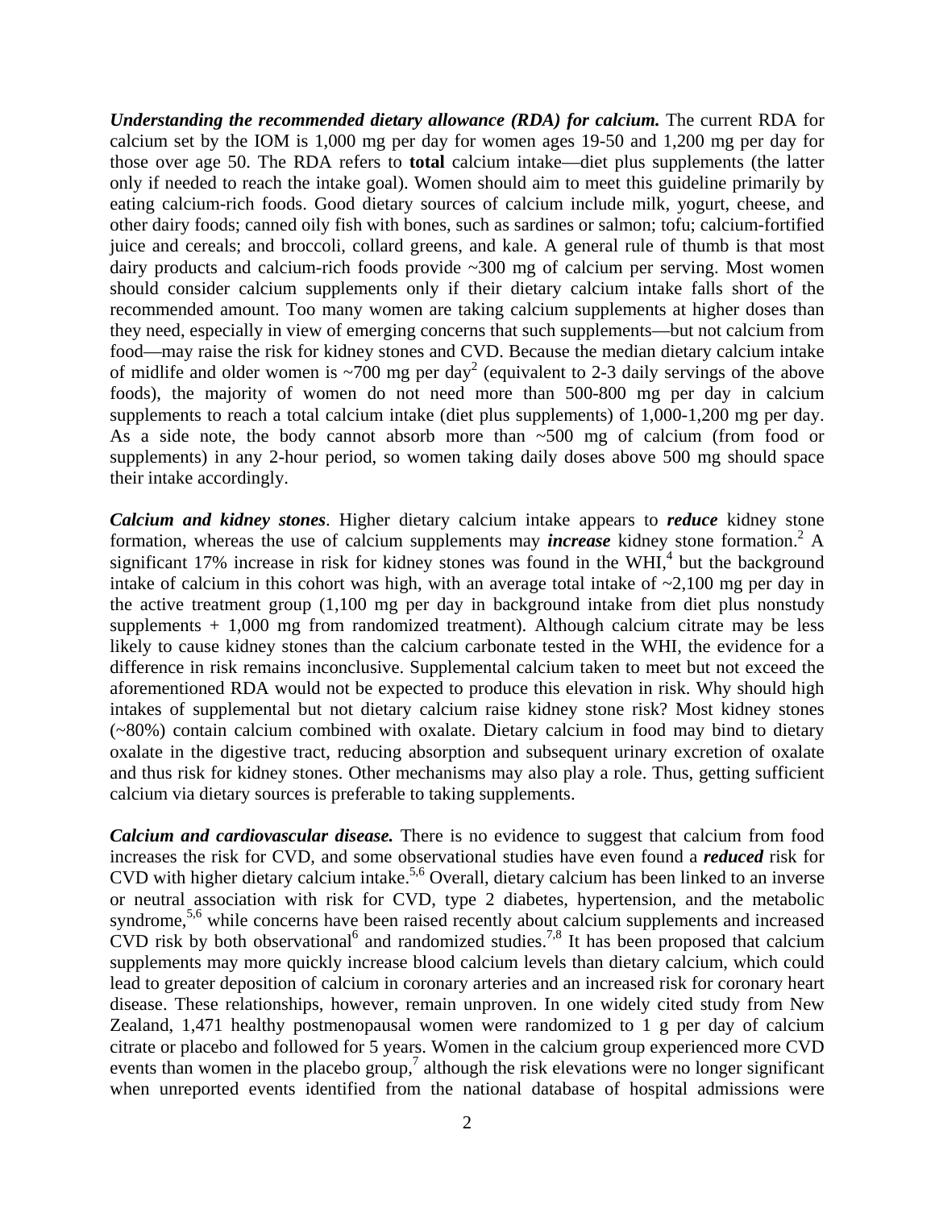***Understanding the recommended dietary allowance (RDA) for calcium.*** The current RDA for calcium set by the IOM is 1,000 mg per day for women ages 19-50 and 1,200 mg per day for those over age 50. The RDA refers to **total** calcium intake—diet plus supplements (the latter only if needed to reach the intake goal). Women should aim to meet this guideline primarily by eating calcium-rich foods. Good dietary sources of calcium include milk, yogurt, cheese, and other dairy foods; canned oily fish with bones, such as sardines or salmon; tofu; calcium-fortified juice and cereals; and broccoli, collard greens, and kale. A general rule of thumb is that most dairy products and calcium-rich foods provide ~300 mg of calcium per serving. Most women should consider calcium supplements only if their dietary calcium intake falls short of the recommended amount. Too many women are taking calcium supplements at higher doses than they need, especially in view of emerging concerns that such supplements—but not calcium from food—may raise the risk for kidney stones and CVD. Because the median dietary calcium intake of midlife and older women is ~700 mg per day[2] (equivalent to 2-3 daily servings of the above foods), the majority of women do not need more than 500-800 mg per day in calcium supplements to reach a total calcium intake (diet plus supplements) of 1,000-1,200 mg per day. As a side note, the body cannot absorb more than ~500 mg of calcium (from food or supplements) in any 2-hour period, so women taking daily doses above 500 mg should space their intake accordingly.

***Calcium and kidney stones***. Higher dietary calcium intake appears to ***reduce*** kidney stone formation, whereas the use of calcium supplements may ***increase*** kidney stone formation.[2] A significant 17% increase in risk for kidney stones was found in the WHI,[4] but the background intake of calcium in this cohort was high, with an average total intake of ~2,100 mg per day in the active treatment group (1,100 mg per day in background intake from diet plus nonstudy supplements + 1,000 mg from randomized treatment). Although calcium citrate may be less likely to cause kidney stones than the calcium carbonate tested in the WHI, the evidence for a difference in risk remains inconclusive. Supplemental calcium taken to meet but not exceed the aforementioned RDA would not be expected to produce this elevation in risk. Why should high intakes of supplemental but not dietary calcium raise kidney stone risk? Most kidney stones (~80%) contain calcium combined with oxalate. Dietary calcium in food may bind to dietary oxalate in the digestive tract, reducing absorption and subsequent urinary excretion of oxalate and thus risk for kidney stones. Other mechanisms may also play a role. Thus, getting sufficient calcium via dietary sources is preferable to taking supplements.

***Calcium and cardiovascular disease.*** There is no evidence to suggest that calcium from food increases the risk for CVD, and some observational studies have even found a ***reduced*** risk for CVD with higher dietary calcium intake.[5,6] Overall, dietary calcium has been linked to an inverse or neutral association with risk for CVD, type 2 diabetes, hypertension, and the metabolic syndrome,[5,6] while concerns have been raised recently about calcium supplements and increased CVD risk by both observational[6] and randomized studies.[7,8] It has been proposed that calcium supplements may more quickly increase blood calcium levels than dietary calcium, which could lead to greater deposition of calcium in coronary arteries and an increased risk for coronary heart disease. These relationships, however, remain unproven. In one widely cited study from New Zealand, 1,471 healthy postmenopausal women were randomized to 1 g per day of calcium citrate or placebo and followed for 5 years. Women in the calcium group experienced more CVD events than women in the placebo group,[7] although the risk elevations were no longer significant when unreported events identified from the national database of hospital admissions were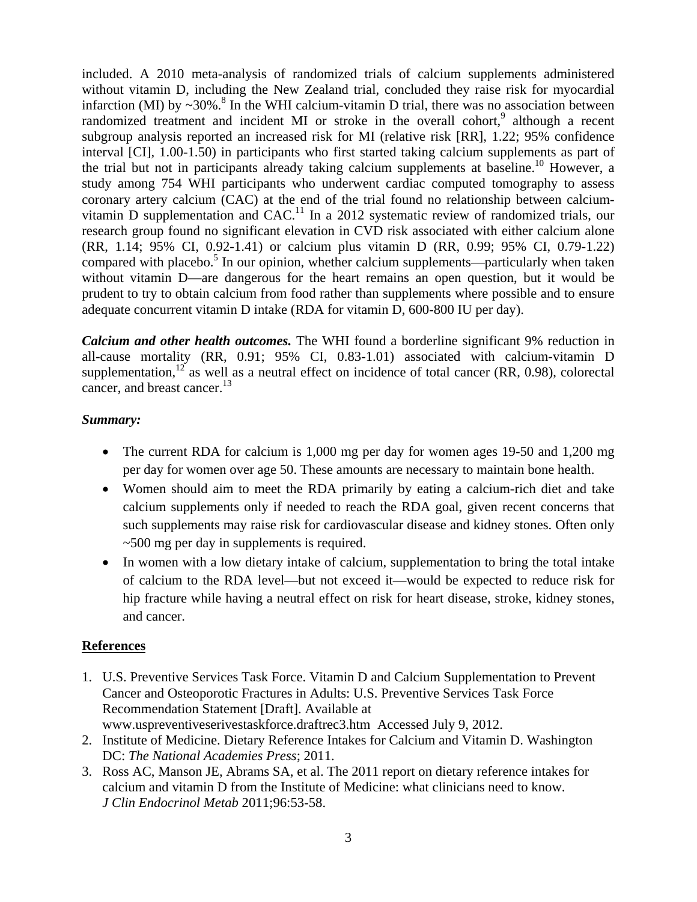included. A 2010 meta-analysis of randomized trials of calcium supplements administered without vitamin D, including the New Zealand trial, concluded they raise risk for myocardial infarction (MI) by ~30%.[8] In the WHI calcium-vitamin D trial, there was no association between randomized treatment and incident MI or stroke in the overall cohort,[9] although a recent subgroup analysis reported an increased risk for MI (relative risk [RR], 1.22; 95% confidence interval [CI], 1.00-1.50) in participants who first started taking calcium supplements as part of the trial but not in participants already taking calcium supplements at baseline.[10] However, a study among 754 WHI participants who underwent cardiac computed tomography to assess coronary artery calcium (CAC) at the end of the trial found no relationship between calcium-vitamin D supplementation and CAC.[11] In a 2012 systematic review of randomized trials, our research group found no significant elevation in CVD risk associated with either calcium alone (RR, 1.14; 95% CI, 0.92-1.41) or calcium plus vitamin D (RR, 0.99; 95% CI, 0.79-1.22) compared with placebo.[5] In our opinion, whether calcium supplements—particularly when taken without vitamin D—are dangerous for the heart remains an open question, but it would be prudent to try to obtain calcium from food rather than supplements where possible and to ensure adequate concurrent vitamin D intake (RDA for vitamin D, 600-800 IU per day).

***Calcium and other health outcomes.*** The WHI found a borderline significant 9% reduction in all-cause mortality (RR, 0.91; 95% CI, 0.83-1.01) associated with calcium-vitamin D supplementation,[12] as well as a neutral effect on incidence of total cancer (RR, 0.98), colorectal cancer, and breast cancer.[13]

***Summary:***

- The current RDA for calcium is 1,000 mg per day for women ages 19-50 and 1,200 mg per day for women over age 50. These amounts are necessary to maintain bone health.
- Women should aim to meet the RDA primarily by eating a calcium-rich diet and take calcium supplements only if needed to reach the RDA goal, given recent concerns that such supplements may raise risk for cardiovascular disease and kidney stones. Often only ~500 mg per day in supplements is required.
- In women with a low dietary intake of calcium, supplementation to bring the total intake of calcium to the RDA level—but not exceed it—would be expected to reduce risk for hip fracture while having a neutral effect on risk for heart disease, stroke, kidney stones, and cancer.

## References

1. U.S. Preventive Services Task Force. Vitamin D and Calcium Supplementation to Prevent Cancer and Osteoporotic Fractures in Adults: U.S. Preventive Services Task Force Recommendation Statement [Draft]. Available at www.uspreventiveserivestaskforce.draftrec3.htm Accessed July 9, 2012.
2. Institute of Medicine. Dietary Reference Intakes for Calcium and Vitamin D. Washington DC: *The National Academies Press*; 2011.
3. Ross AC, Manson JE, Abrams SA, et al. The 2011 report on dietary reference intakes for calcium and vitamin D from the Institute of Medicine: what clinicians need to know. *J Clin Endocrinol Metab* 2011;96:53-58.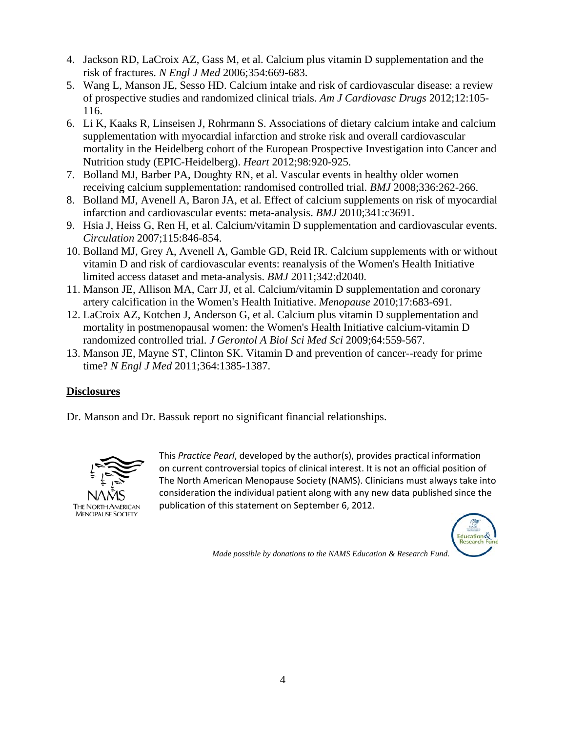4. Jackson RD, LaCroix AZ, Gass M, et al. Calcium plus vitamin D supplementation and the risk of fractures. *N Engl J Med* 2006;354:669-683.
5. Wang L, Manson JE, Sesso HD. Calcium intake and risk of cardiovascular disease: a review of prospective studies and randomized clinical trials. *Am J Cardiovasc Drugs* 2012;12:105-116.
6. Li K, Kaaks R, Linseisen J, Rohrmann S. Associations of dietary calcium intake and calcium supplementation with myocardial infarction and stroke risk and overall cardiovascular mortality in the Heidelberg cohort of the European Prospective Investigation into Cancer and Nutrition study (EPIC-Heidelberg). *Heart* 2012;98:920-925.
7. Bolland MJ, Barber PA, Doughty RN, et al. Vascular events in healthy older women receiving calcium supplementation: randomised controlled trial. *BMJ* 2008;336:262-266.
8. Bolland MJ, Avenell A, Baron JA, et al. Effect of calcium supplements on risk of myocardial infarction and cardiovascular events: meta-analysis. *BMJ* 2010;341:c3691.
9. Hsia J, Heiss G, Ren H, et al. Calcium/vitamin D supplementation and cardiovascular events. *Circulation* 2007;115:846-854.
10. Bolland MJ, Grey A, Avenell A, Gamble GD, Reid IR. Calcium supplements with or without vitamin D and risk of cardiovascular events: reanalysis of the Women's Health Initiative limited access dataset and meta-analysis. *BMJ* 2011;342:d2040.
11. Manson JE, Allison MA, Carr JJ, et al. Calcium/vitamin D supplementation and coronary artery calcification in the Women's Health Initiative. *Menopause* 2010;17:683-691.
12. LaCroix AZ, Kotchen J, Anderson G, et al. Calcium plus vitamin D supplementation and mortality in postmenopausal women: the Women's Health Initiative calcium-vitamin D randomized controlled trial. *J Gerontol A Biol Sci Med Sci* 2009;64:559-567.
13. Manson JE, Mayne ST, Clinton SK. Vitamin D and prevention of cancer--ready for prime time? *N Engl J Med* 2011;364:1385-1387.

## Disclosures

Dr. Manson and Dr. Bassuk report no significant financial relationships.

NAMS
THE NORTH AMERICAN MENOPAUSE SOCIETY

This *Practice Pearl*, developed by the author(s), provides practical information on current controversial topics of clinical interest. It is not an official position of The North American Menopause Society (NAMS). Clinicians must always take into consideration the individual patient along with any new data published since the publication of this statement on September 6, 2012.

*Made possible by donations to the NAMS Education & Research Fund.*

Education & Research Fund